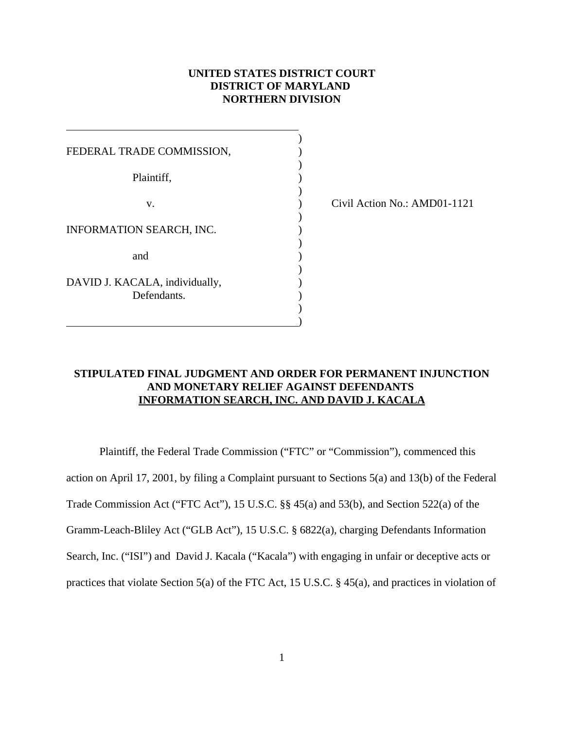**UNITED STATES DISTRICT COURT**
**DISTRICT OF MARYLAND**
**NORTHERN DIVISION**

FEDERAL TRADE COMMISSION,

Plaintiff,

v.

INFORMATION SEARCH, INC.

and

DAVID J. KACALA, individually,
Defendants.

Civil Action No.: AMD01-1121

**STIPULATED FINAL JUDGMENT AND ORDER FOR PERMANENT INJUNCTION AND MONETARY RELIEF AGAINST DEFENDANTS INFORMATION SEARCH, INC. AND DAVID J. KACALA**

Plaintiff, the Federal Trade Commission ("FTC" or "Commission"), commenced this action on April 17, 2001, by filing a Complaint pursuant to Sections 5(a) and 13(b) of the Federal Trade Commission Act ("FTC Act"), 15 U.S.C. §§ 45(a) and 53(b), and Section 522(a) of the Gramm-Leach-Bliley Act ("GLB Act"), 15 U.S.C. § 6822(a), charging Defendants Information Search, Inc. ("ISI") and David J. Kacala ("Kacala") with engaging in unfair or deceptive acts or practices that violate Section 5(a) of the FTC Act, 15 U.S.C. § 45(a), and practices in violation of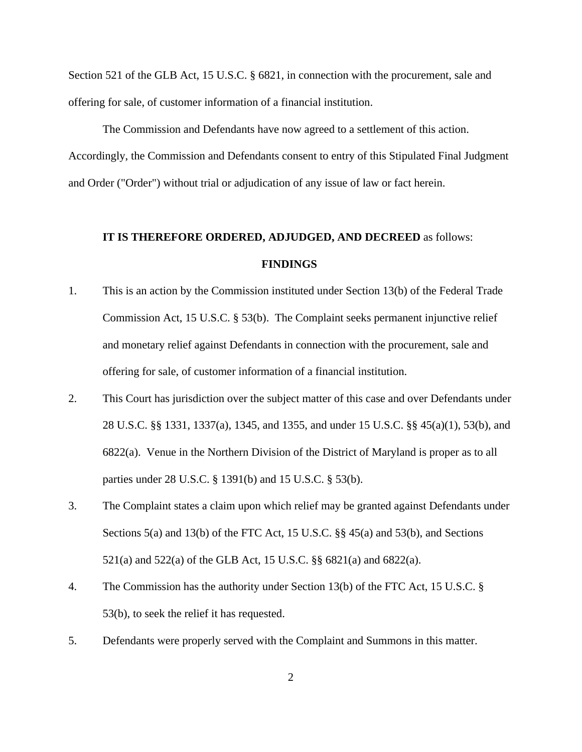Section 521 of the GLB Act, 15 U.S.C. § 6821, in connection with the procurement, sale and offering for sale, of customer information of a financial institution.

The Commission and Defendants have now agreed to a settlement of this action. Accordingly, the Commission and Defendants consent to entry of this Stipulated Final Judgment and Order ("Order") without trial or adjudication of any issue of law or fact herein.

**IT IS THEREFORE ORDERED, ADJUDGED, AND DECREED** as follows:

## FINDINGS

1. This is an action by the Commission instituted under Section 13(b) of the Federal Trade Commission Act, 15 U.S.C. § 53(b). The Complaint seeks permanent injunctive relief and monetary relief against Defendants in connection with the procurement, sale and offering for sale, of customer information of a financial institution.

2. This Court has jurisdiction over the subject matter of this case and over Defendants under 28 U.S.C. §§ 1331, 1337(a), 1345, and 1355, and under 15 U.S.C. §§ 45(a)(1), 53(b), and 6822(a). Venue in the Northern Division of the District of Maryland is proper as to all parties under 28 U.S.C. § 1391(b) and 15 U.S.C. § 53(b).

3. The Complaint states a claim upon which relief may be granted against Defendants under Sections 5(a) and 13(b) of the FTC Act, 15 U.S.C. §§ 45(a) and 53(b), and Sections 521(a) and 522(a) of the GLB Act, 15 U.S.C. §§ 6821(a) and 6822(a).

4. The Commission has the authority under Section 13(b) of the FTC Act, 15 U.S.C. § 53(b), to seek the relief it has requested.

5. Defendants were properly served with the Complaint and Summons in this matter.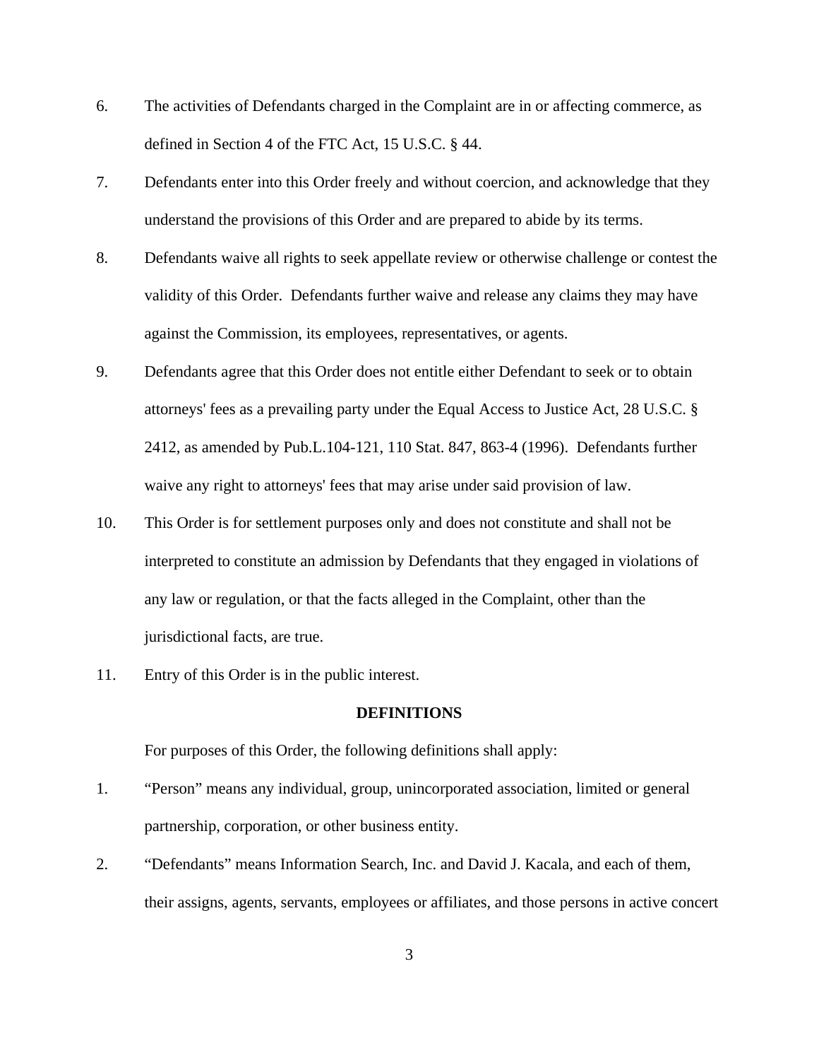6. The activities of Defendants charged in the Complaint are in or affecting commerce, as defined in Section 4 of the FTC Act, 15 U.S.C. § 44.

7. Defendants enter into this Order freely and without coercion, and acknowledge that they understand the provisions of this Order and are prepared to abide by its terms.

8. Defendants waive all rights to seek appellate review or otherwise challenge or contest the validity of this Order. Defendants further waive and release any claims they may have against the Commission, its employees, representatives, or agents.

9. Defendants agree that this Order does not entitle either Defendant to seek or to obtain attorneys' fees as a prevailing party under the Equal Access to Justice Act, 28 U.S.C. § 2412, as amended by Pub.L.104-121, 110 Stat. 847, 863-4 (1996). Defendants further waive any right to attorneys' fees that may arise under said provision of law.

10. This Order is for settlement purposes only and does not constitute and shall not be interpreted to constitute an admission by Defendants that they engaged in violations of any law or regulation, or that the facts alleged in the Complaint, other than the jurisdictional facts, are true.

11. Entry of this Order is in the public interest.

## DEFINITIONS

For purposes of this Order, the following definitions shall apply:

1. "Person" means any individual, group, unincorporated association, limited or general partnership, corporation, or other business entity.

2. "Defendants" means Information Search, Inc. and David J. Kacala, and each of them, their assigns, agents, servants, employees or affiliates, and those persons in active concert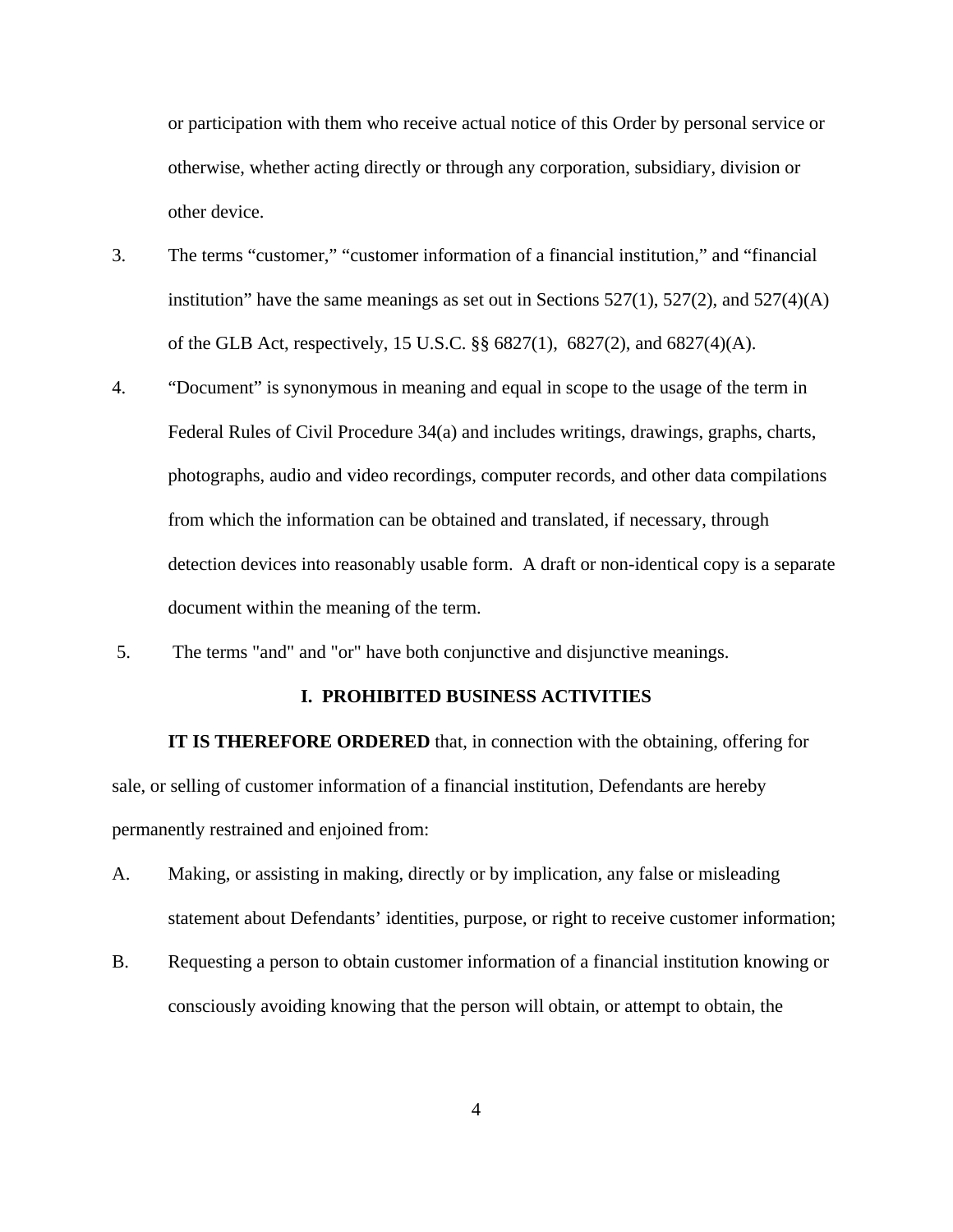or participation with them who receive actual notice of this Order by personal service or otherwise, whether acting directly or through any corporation, subsidiary, division or other device.

3. The terms "customer," "customer information of a financial institution," and "financial institution" have the same meanings as set out in Sections 527(1), 527(2), and 527(4)(A) of the GLB Act, respectively, 15 U.S.C. §§ 6827(1), 6827(2), and 6827(4)(A).

4. "Document" is synonymous in meaning and equal in scope to the usage of the term in Federal Rules of Civil Procedure 34(a) and includes writings, drawings, graphs, charts, photographs, audio and video recordings, computer records, and other data compilations from which the information can be obtained and translated, if necessary, through detection devices into reasonably usable form. A draft or non-identical copy is a separate document within the meaning of the term.

5. The terms "and" and "or" have both conjunctive and disjunctive meanings.

## I. PROHIBITED BUSINESS ACTIVITIES

**IT IS THEREFORE ORDERED** that, in connection with the obtaining, offering for sale, or selling of customer information of a financial institution, Defendants are hereby permanently restrained and enjoined from:

A. Making, or assisting in making, directly or by implication, any false or misleading statement about Defendants' identities, purpose, or right to receive customer information;

B. Requesting a person to obtain customer information of a financial institution knowing or consciously avoiding knowing that the person will obtain, or attempt to obtain, the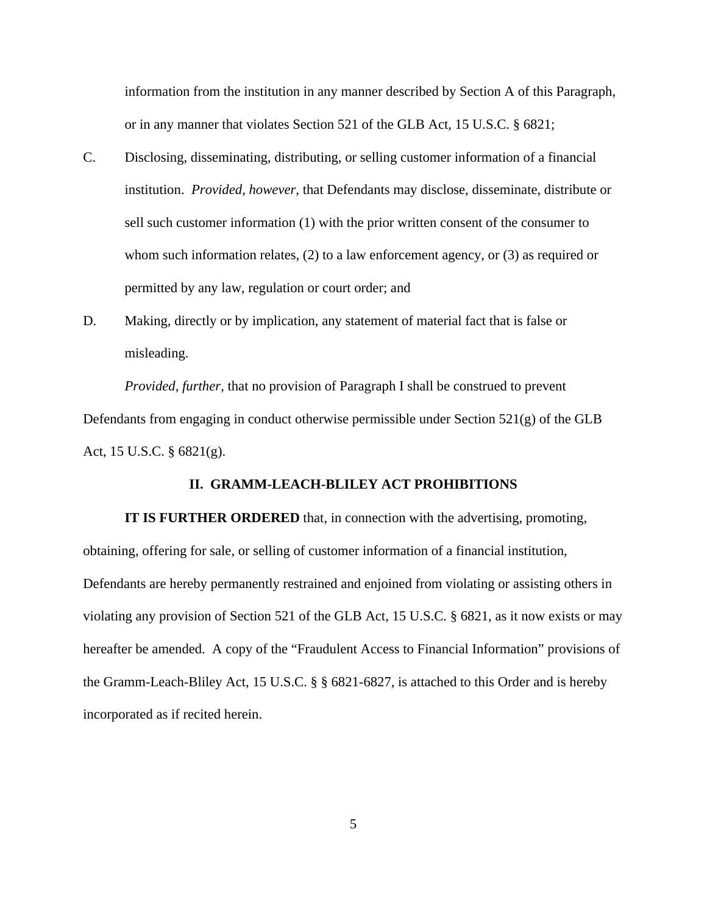information from the institution in any manner described by Section A of this Paragraph, or in any manner that violates Section 521 of the GLB Act, 15 U.S.C. § 6821;

C. Disclosing, disseminating, distributing, or selling customer information of a financial institution. *Provided, however,* that Defendants may disclose, disseminate, distribute or sell such customer information (1) with the prior written consent of the consumer to whom such information relates, (2) to a law enforcement agency, or (3) as required or permitted by any law, regulation or court order; and

D. Making, directly or by implication, any statement of material fact that is false or misleading.

*Provided, further*, that no provision of Paragraph I shall be construed to prevent Defendants from engaging in conduct otherwise permissible under Section 521(g) of the GLB Act, 15 U.S.C. § 6821(g).

## II. GRAMM-LEACH-BLILEY ACT PROHIBITIONS

**IT IS FURTHER ORDERED** that, in connection with the advertising, promoting, obtaining, offering for sale, or selling of customer information of a financial institution, Defendants are hereby permanently restrained and enjoined from violating or assisting others in violating any provision of Section 521 of the GLB Act, 15 U.S.C. § 6821, as it now exists or may hereafter be amended. A copy of the "Fraudulent Access to Financial Information" provisions of the Gramm-Leach-Bliley Act, 15 U.S.C. § § 6821-6827, is attached to this Order and is hereby incorporated as if recited herein.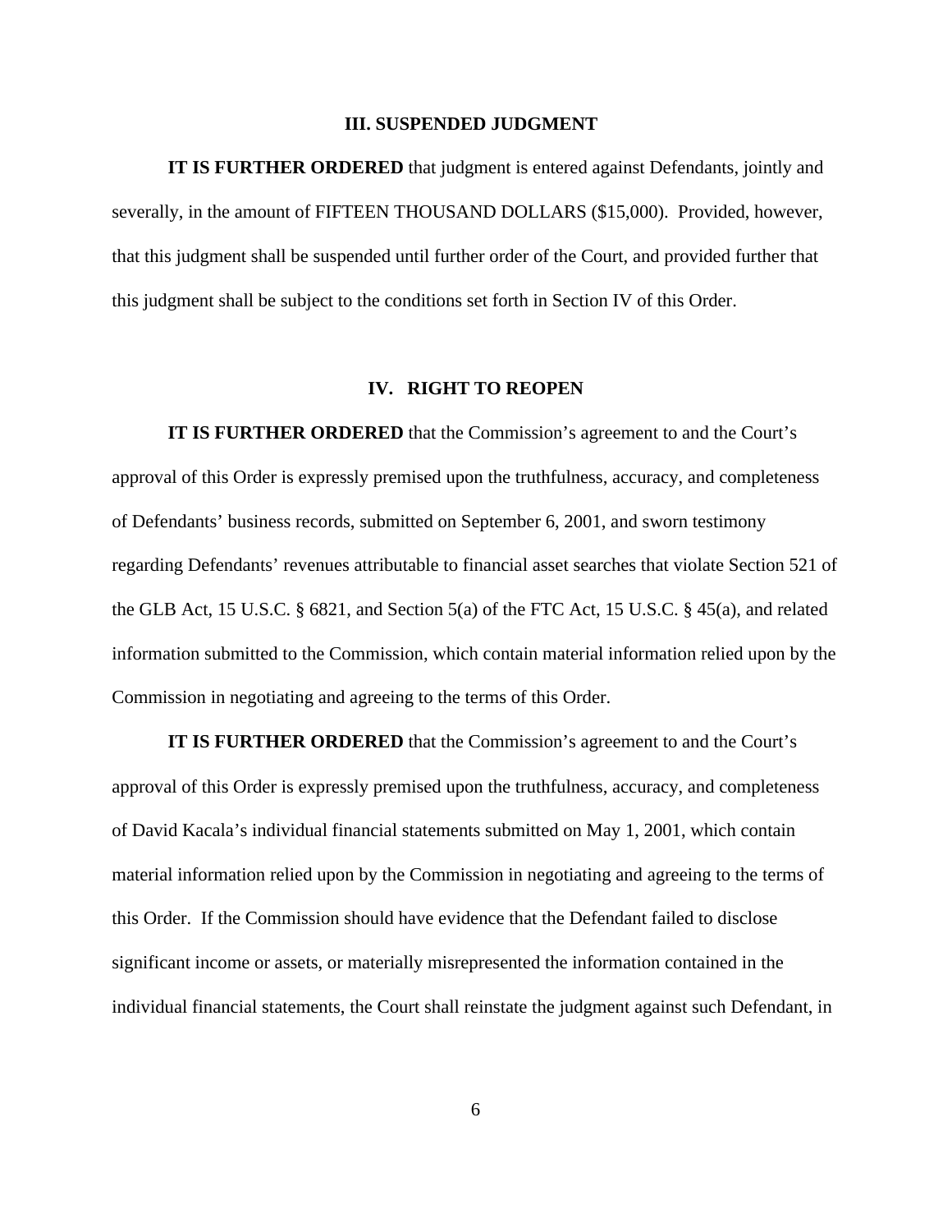## III. SUSPENDED JUDGMENT

**IT IS FURTHER ORDERED** that judgment is entered against Defendants, jointly and severally, in the amount of FIFTEEN THOUSAND DOLLARS ($15,000). Provided, however, that this judgment shall be suspended until further order of the Court, and provided further that this judgment shall be subject to the conditions set forth in Section IV of this Order.

## IV. RIGHT TO REOPEN

**IT IS FURTHER ORDERED** that the Commission's agreement to and the Court's approval of this Order is expressly premised upon the truthfulness, accuracy, and completeness of Defendants' business records, submitted on September 6, 2001, and sworn testimony regarding Defendants' revenues attributable to financial asset searches that violate Section 521 of the GLB Act, 15 U.S.C. § 6821, and Section 5(a) of the FTC Act, 15 U.S.C. § 45(a), and related information submitted to the Commission, which contain material information relied upon by the Commission in negotiating and agreeing to the terms of this Order.

**IT IS FURTHER ORDERED** that the Commission's agreement to and the Court's approval of this Order is expressly premised upon the truthfulness, accuracy, and completeness of David Kacala's individual financial statements submitted on May 1, 2001, which contain material information relied upon by the Commission in negotiating and agreeing to the terms of this Order. If the Commission should have evidence that the Defendant failed to disclose significant income or assets, or materially misrepresented the information contained in the individual financial statements, the Court shall reinstate the judgment against such Defendant, in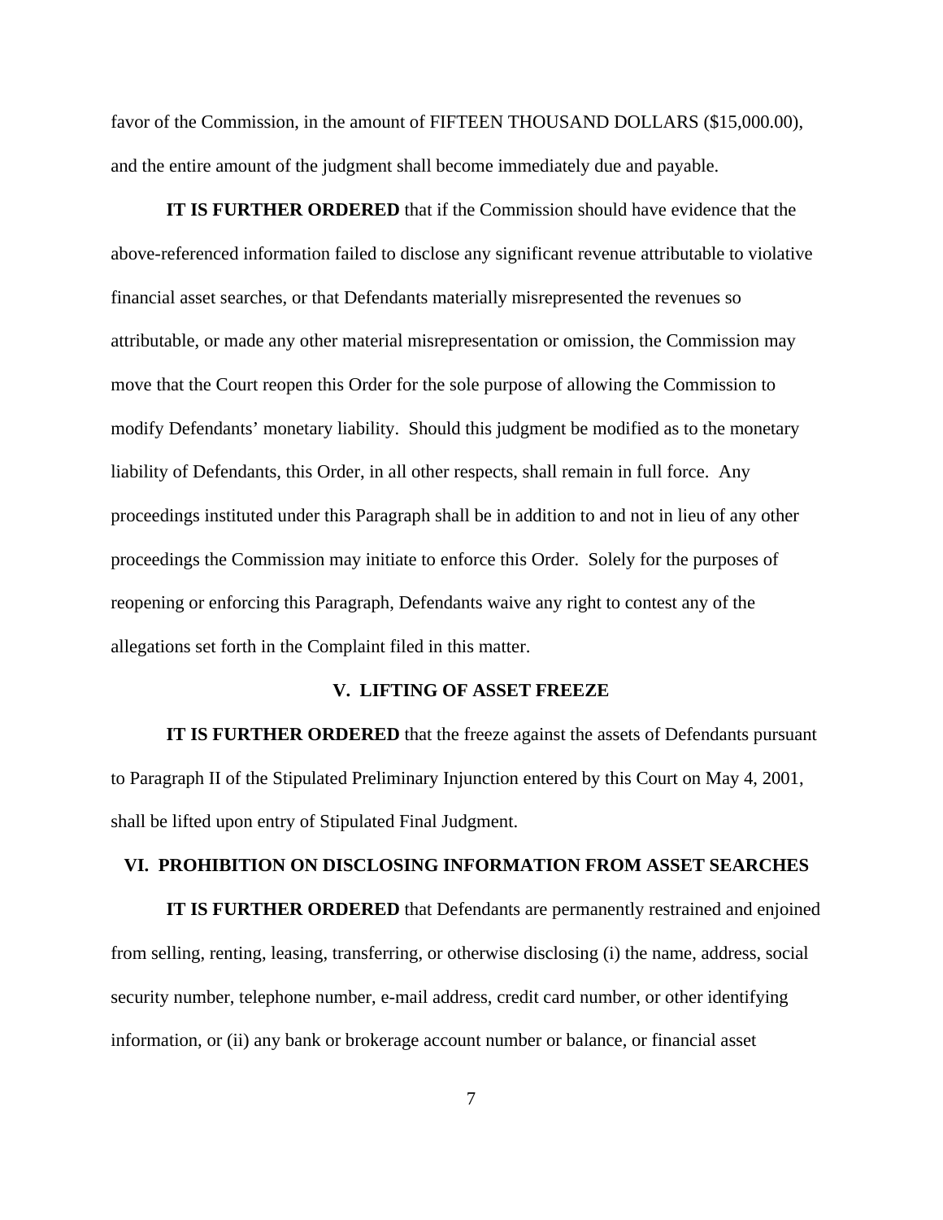favor of the Commission, in the amount of FIFTEEN THOUSAND DOLLARS ($15,000.00), and the entire amount of the judgment shall become immediately due and payable.

**IT IS FURTHER ORDERED** that if the Commission should have evidence that the above-referenced information failed to disclose any significant revenue attributable to violative financial asset searches, or that Defendants materially misrepresented the revenues so attributable, or made any other material misrepresentation or omission, the Commission may move that the Court reopen this Order for the sole purpose of allowing the Commission to modify Defendants' monetary liability. Should this judgment be modified as to the monetary liability of Defendants, this Order, in all other respects, shall remain in full force. Any proceedings instituted under this Paragraph shall be in addition to and not in lieu of any other proceedings the Commission may initiate to enforce this Order. Solely for the purposes of reopening or enforcing this Paragraph, Defendants waive any right to contest any of the allegations set forth in the Complaint filed in this matter.

## V. LIFTING OF ASSET FREEZE

**IT IS FURTHER ORDERED** that the freeze against the assets of Defendants pursuant to Paragraph II of the Stipulated Preliminary Injunction entered by this Court on May 4, 2001, shall be lifted upon entry of Stipulated Final Judgment.

## VI. PROHIBITION ON DISCLOSING INFORMATION FROM ASSET SEARCHES

**IT IS FURTHER ORDERED** that Defendants are permanently restrained and enjoined from selling, renting, leasing, transferring, or otherwise disclosing (i) the name, address, social security number, telephone number, e-mail address, credit card number, or other identifying information, or (ii) any bank or brokerage account number or balance, or financial asset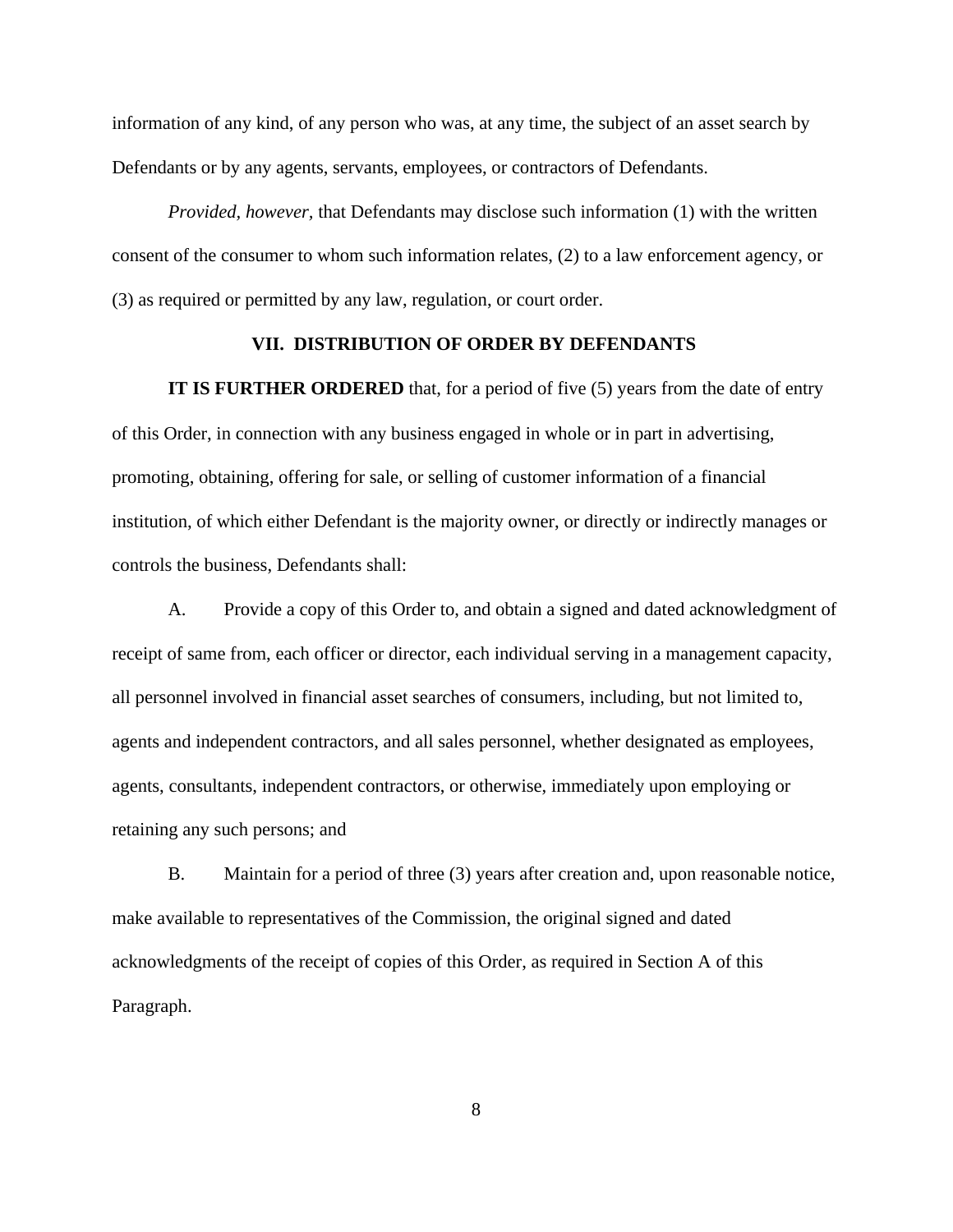information of any kind, of any person who was, at any time, the subject of an asset search by Defendants or by any agents, servants, employees, or contractors of Defendants.

*Provided, however*, that Defendants may disclose such information (1) with the written consent of the consumer to whom such information relates, (2) to a law enforcement agency, or (3) as required or permitted by any law, regulation, or court order.

## VII. DISTRIBUTION OF ORDER BY DEFENDANTS

**IT IS FURTHER ORDERED** that, for a period of five (5) years from the date of entry of this Order, in connection with any business engaged in whole or in part in advertising, promoting, obtaining, offering for sale, or selling of customer information of a financial institution, of which either Defendant is the majority owner, or directly or indirectly manages or controls the business, Defendants shall:

A. Provide a copy of this Order to, and obtain a signed and dated acknowledgment of receipt of same from, each officer or director, each individual serving in a management capacity, all personnel involved in financial asset searches of consumers, including, but not limited to, agents and independent contractors, and all sales personnel, whether designated as employees, agents, consultants, independent contractors, or otherwise, immediately upon employing or retaining any such persons; and

B. Maintain for a period of three (3) years after creation and, upon reasonable notice, make available to representatives of the Commission, the original signed and dated acknowledgments of the receipt of copies of this Order, as required in Section A of this Paragraph.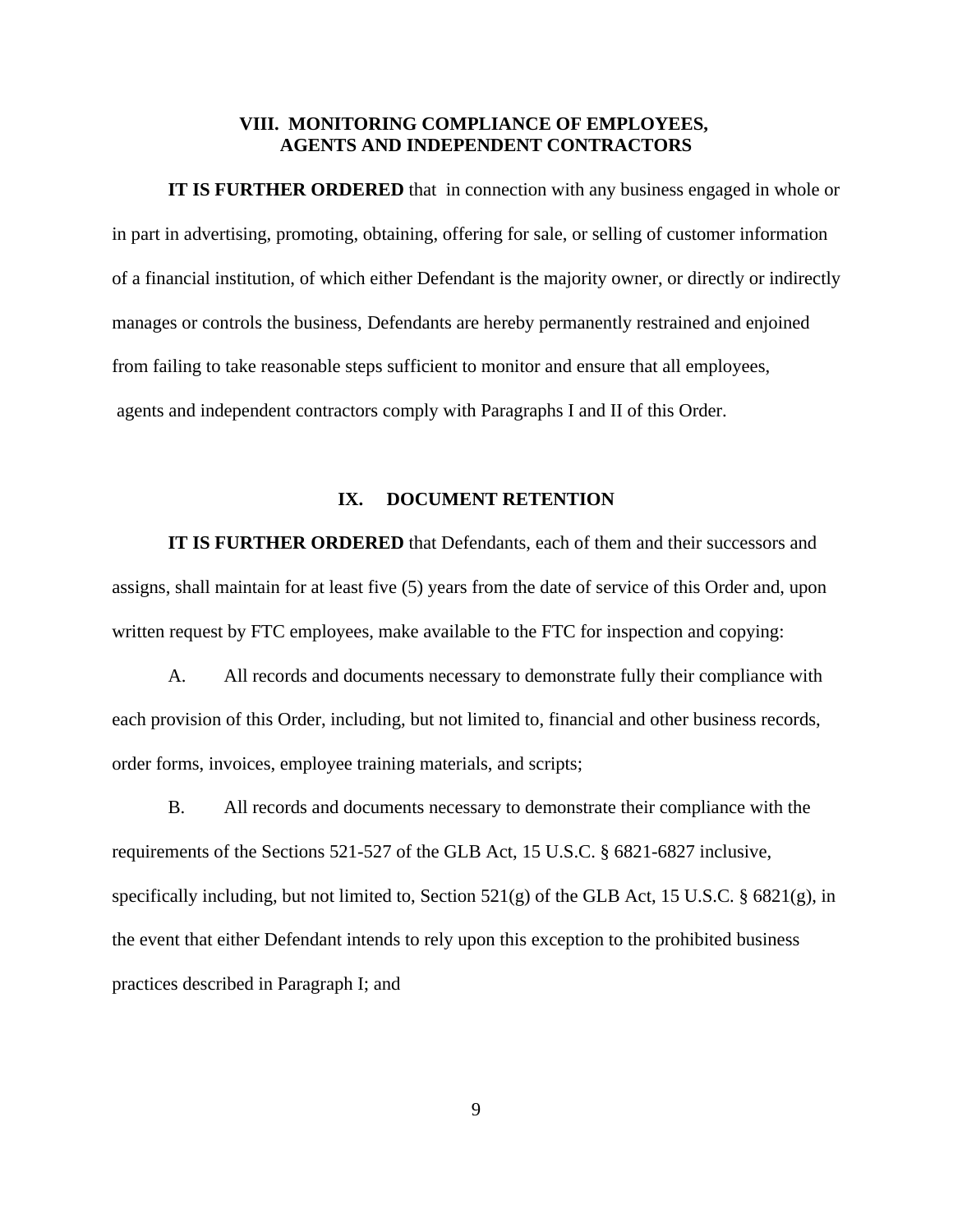## VIII. MONITORING COMPLIANCE OF EMPLOYEES, AGENTS AND INDEPENDENT CONTRACTORS

**IT IS FURTHER ORDERED** that in connection with any business engaged in whole or in part in advertising, promoting, obtaining, offering for sale, or selling of customer information of a financial institution, of which either Defendant is the majority owner, or directly or indirectly manages or controls the business, Defendants are hereby permanently restrained and enjoined from failing to take reasonable steps sufficient to monitor and ensure that all employees, agents and independent contractors comply with Paragraphs I and II of this Order.

## IX. DOCUMENT RETENTION

**IT IS FURTHER ORDERED** that Defendants, each of them and their successors and assigns, shall maintain for at least five (5) years from the date of service of this Order and, upon written request by FTC employees, make available to the FTC for inspection and copying:

A. All records and documents necessary to demonstrate fully their compliance with each provision of this Order, including, but not limited to, financial and other business records, order forms, invoices, employee training materials, and scripts;

B. All records and documents necessary to demonstrate their compliance with the requirements of the Sections 521-527 of the GLB Act, 15 U.S.C. § 6821-6827 inclusive, specifically including, but not limited to, Section 521(g) of the GLB Act, 15 U.S.C. § 6821(g), in the event that either Defendant intends to rely upon this exception to the prohibited business practices described in Paragraph I; and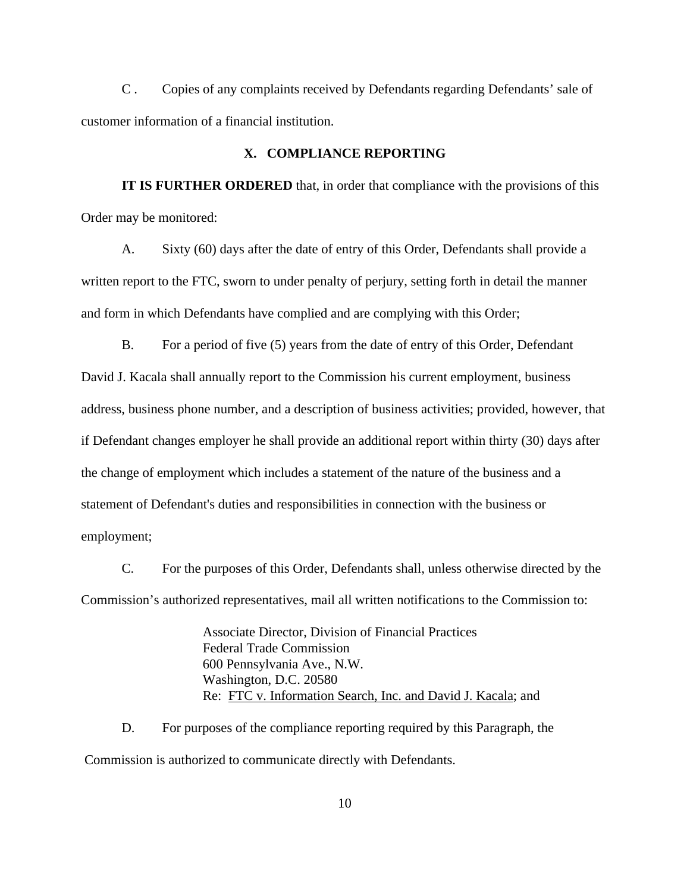C . Copies of any complaints received by Defendants regarding Defendants' sale of customer information of a financial institution.

## X. COMPLIANCE REPORTING

**IT IS FURTHER ORDERED** that, in order that compliance with the provisions of this Order may be monitored:

A. Sixty (60) days after the date of entry of this Order, Defendants shall provide a written report to the FTC, sworn to under penalty of perjury, setting forth in detail the manner and form in which Defendants have complied and are complying with this Order;

B. For a period of five (5) years from the date of entry of this Order, Defendant David J. Kacala shall annually report to the Commission his current employment, business address, business phone number, and a description of business activities; provided, however, that if Defendant changes employer he shall provide an additional report within thirty (30) days after the change of employment which includes a statement of the nature of the business and a statement of Defendant's duties and responsibilities in connection with the business or employment;

C. For the purposes of this Order, Defendants shall, unless otherwise directed by the Commission's authorized representatives, mail all written notifications to the Commission to:

> Associate Director, Division of Financial Practices
> Federal Trade Commission
> 600 Pennsylvania Ave., N.W.
> Washington, D.C. 20580
> Re: FTC v. Information Search, Inc. and David J. Kacala; and

D. For purposes of the compliance reporting required by this Paragraph, the Commission is authorized to communicate directly with Defendants.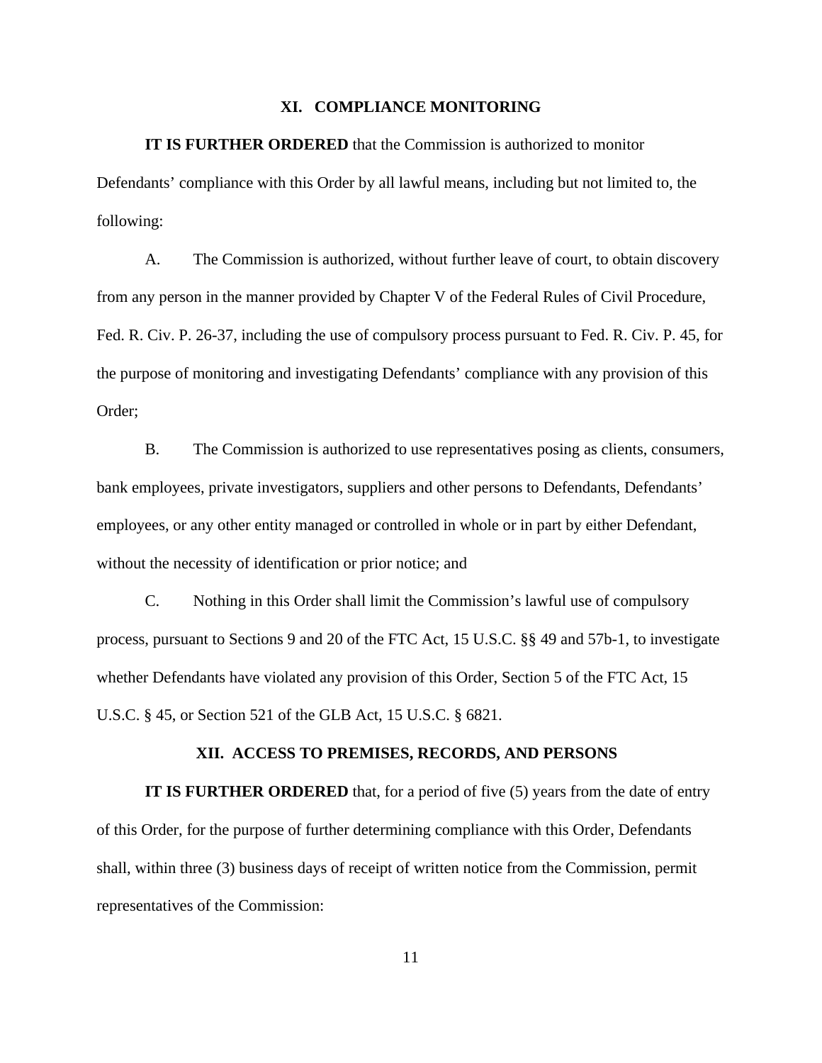## XI. COMPLIANCE MONITORING

**IT IS FURTHER ORDERED** that the Commission is authorized to monitor Defendants' compliance with this Order by all lawful means, including but not limited to, the following:

A. The Commission is authorized, without further leave of court, to obtain discovery from any person in the manner provided by Chapter V of the Federal Rules of Civil Procedure, Fed. R. Civ. P. 26-37, including the use of compulsory process pursuant to Fed. R. Civ. P. 45, for the purpose of monitoring and investigating Defendants' compliance with any provision of this Order;

B. The Commission is authorized to use representatives posing as clients, consumers, bank employees, private investigators, suppliers and other persons to Defendants, Defendants' employees, or any other entity managed or controlled in whole or in part by either Defendant, without the necessity of identification or prior notice; and

C. Nothing in this Order shall limit the Commission's lawful use of compulsory process, pursuant to Sections 9 and 20 of the FTC Act, 15 U.S.C. §§ 49 and 57b-1, to investigate whether Defendants have violated any provision of this Order, Section 5 of the FTC Act, 15 U.S.C. § 45, or Section 521 of the GLB Act, 15 U.S.C. § 6821.

## XII. ACCESS TO PREMISES, RECORDS, AND PERSONS

**IT IS FURTHER ORDERED** that, for a period of five (5) years from the date of entry of this Order, for the purpose of further determining compliance with this Order, Defendants shall, within three (3) business days of receipt of written notice from the Commission, permit representatives of the Commission: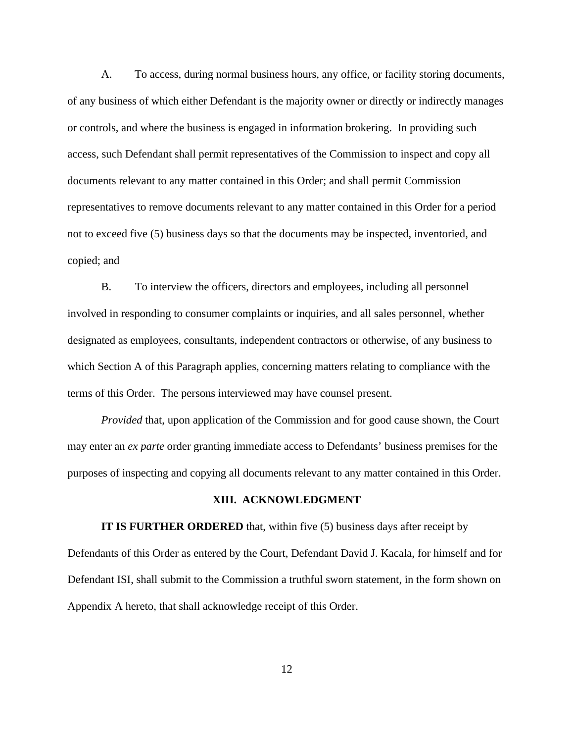A. To access, during normal business hours, any office, or facility storing documents, of any business of which either Defendant is the majority owner or directly or indirectly manages or controls, and where the business is engaged in information brokering. In providing such access, such Defendant shall permit representatives of the Commission to inspect and copy all documents relevant to any matter contained in this Order; and shall permit Commission representatives to remove documents relevant to any matter contained in this Order for a period not to exceed five (5) business days so that the documents may be inspected, inventoried, and copied; and

B. To interview the officers, directors and employees, including all personnel involved in responding to consumer complaints or inquiries, and all sales personnel, whether designated as employees, consultants, independent contractors or otherwise, of any business to which Section A of this Paragraph applies, concerning matters relating to compliance with the terms of this Order. The persons interviewed may have counsel present.

*Provided* that, upon application of the Commission and for good cause shown, the Court may enter an *ex parte* order granting immediate access to Defendants' business premises for the purposes of inspecting and copying all documents relevant to any matter contained in this Order.

## XIII. ACKNOWLEDGMENT

**IT IS FURTHER ORDERED** that, within five (5) business days after receipt by Defendants of this Order as entered by the Court, Defendant David J. Kacala, for himself and for Defendant ISI, shall submit to the Commission a truthful sworn statement, in the form shown on Appendix A hereto, that shall acknowledge receipt of this Order.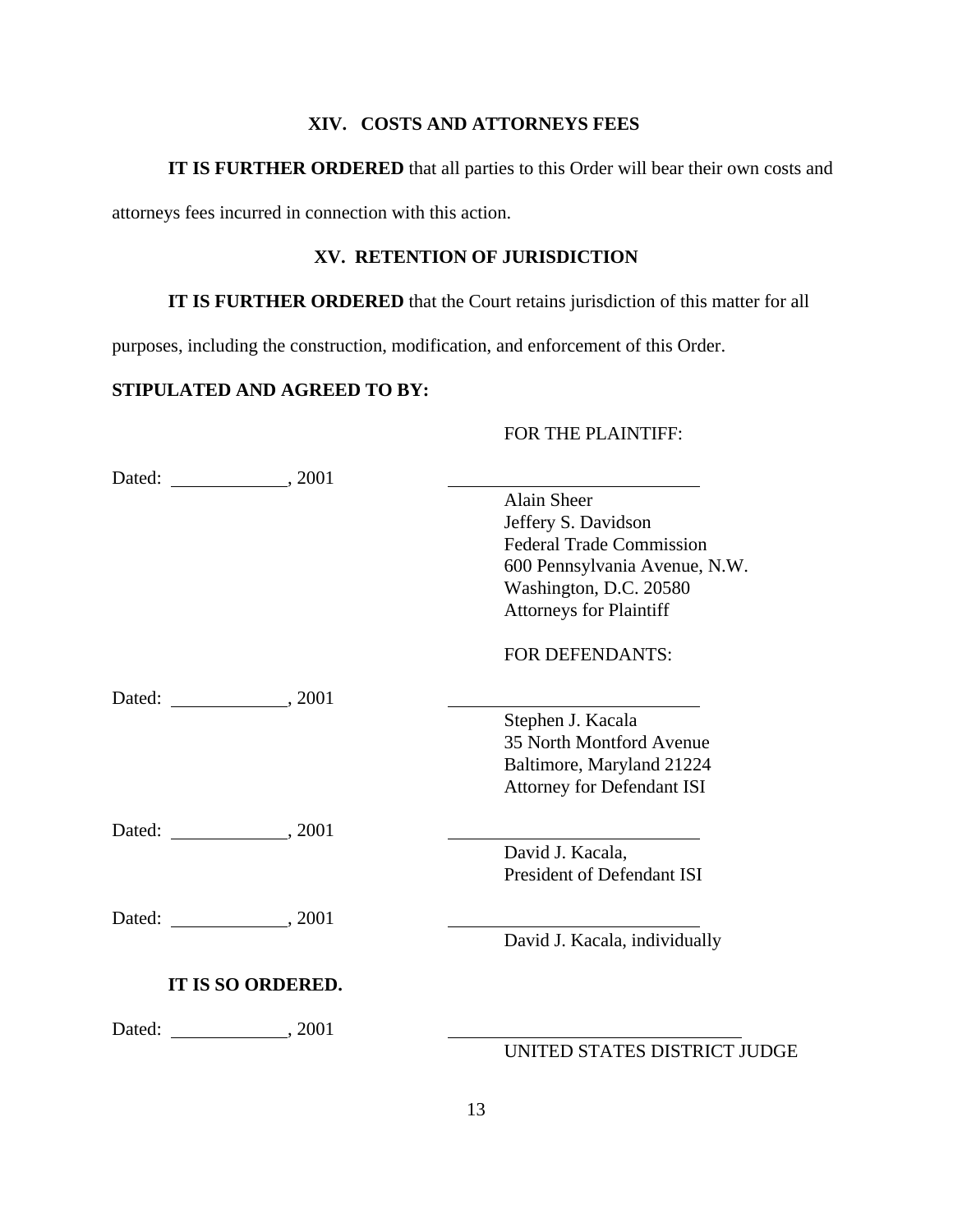## XIV. COSTS AND ATTORNEYS FEES

**IT IS FURTHER ORDERED** that all parties to this Order will bear their own costs and attorneys fees incurred in connection with this action.

## XV. RETENTION OF JURISDICTION

**IT IS FURTHER ORDERED** that the Court retains jurisdiction of this matter for all purposes, including the construction, modification, and enforcement of this Order.

**STIPULATED AND AGREED TO BY:**

FOR THE PLAINTIFF:

Dated: ____________, 2001

____________________________
Alain Sheer
Jeffery S. Davidson
Federal Trade Commission
600 Pennsylvania Avenue, N.W.
Washington, D.C. 20580
Attorneys for Plaintiff

FOR DEFENDANTS:

Dated: ____________, 2001

____________________________
Stephen J. Kacala
35 North Montford Avenue
Baltimore, Maryland 21224
Attorney for Defendant ISI

Dated: ____________, 2001

____________________________
David J. Kacala,
President of Defendant ISI

Dated: ____________, 2001

____________________________
David J. Kacala, individually

**IT IS SO ORDERED.**

Dated: ____________, 2001

____________________________
UNITED STATES DISTRICT JUDGE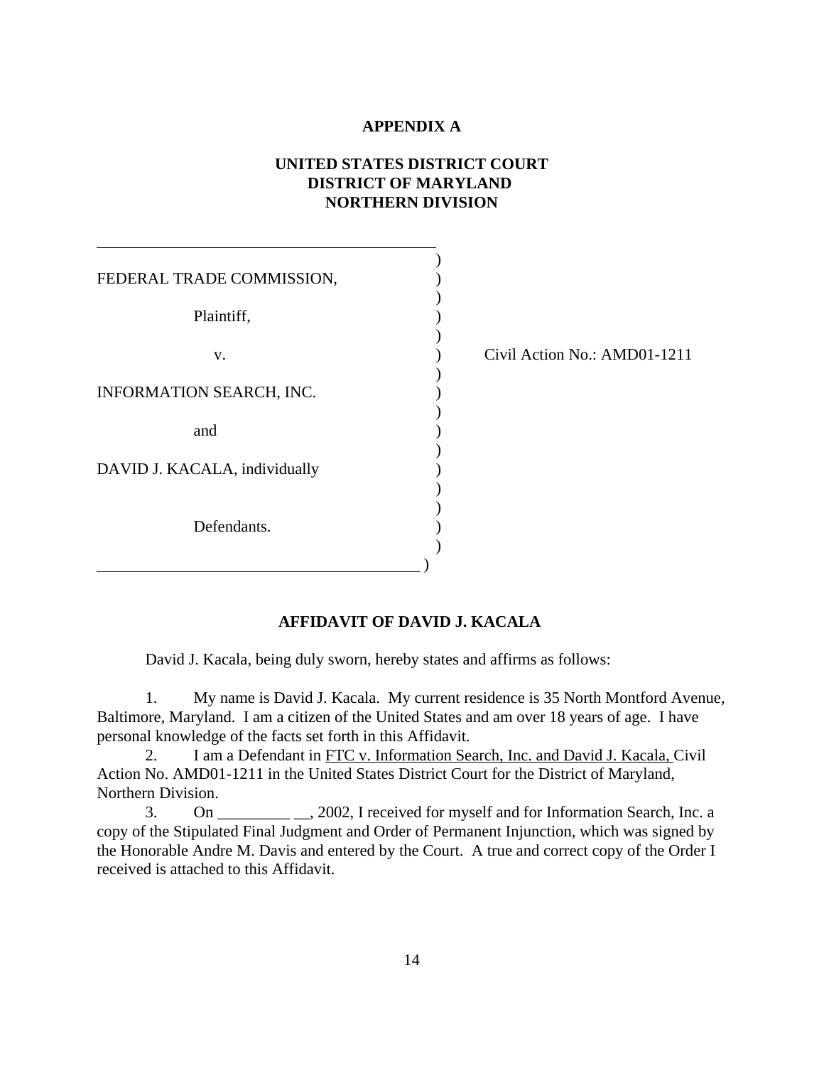**APPENDIX A**

**UNITED STATES DISTRICT COURT**
**DISTRICT OF MARYLAND**
**NORTHERN DIVISION**

| | | |
|---|---|---|
| FEDERAL TRADE COMMISSION, | ) | |
| Plaintiff, | ) | |
| v. | ) | Civil Action No.: AMD01-1211 |
| INFORMATION SEARCH, INC. | ) | |
| and | ) | |
| DAVID J. KACALA, individually | ) | |
| Defendants. | ) | |

**AFFIDAVIT OF DAVID J. KACALA**

David J. Kacala, being duly sworn, hereby states and affirms as follows:

1. My name is David J. Kacala. My current residence is 35 North Montford Avenue, Baltimore, Maryland. I am a citizen of the United States and am over 18 years of age. I have personal knowledge of the facts set forth in this Affidavit.

2. I am a Defendant in FTC v. Information Search, Inc. and David J. Kacala, Civil Action No. AMD01-1211 in the United States District Court for the District of Maryland, Northern Division.

3. On _________ __, 2002, I received for myself and for Information Search, Inc. a copy of the Stipulated Final Judgment and Order of Permanent Injunction, which was signed by the Honorable Andre M. Davis and entered by the Court. A true and correct copy of the Order I received is attached to this Affidavit.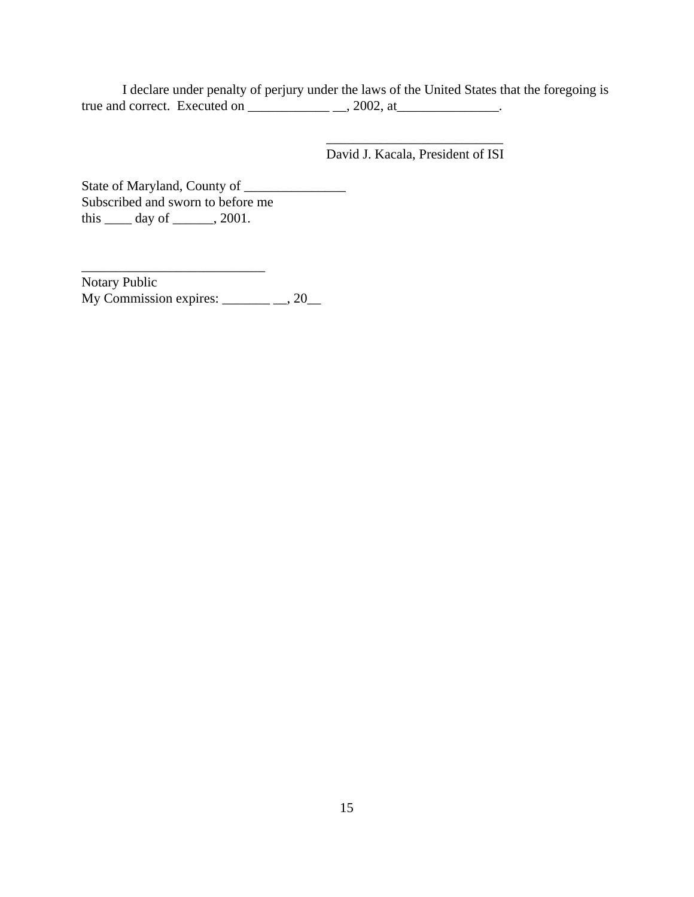I declare under penalty of perjury under the laws of the United States that the foregoing is true and correct. Executed on ____________ __, 2002, at_______________.

__________________________
David J. Kacala, President of ISI

State of Maryland, County of _______________
Subscribed and sworn to before me
this ____ day of ______, 2001.

___________________________
Notary Public
My Commission expires: _______ __, 20__